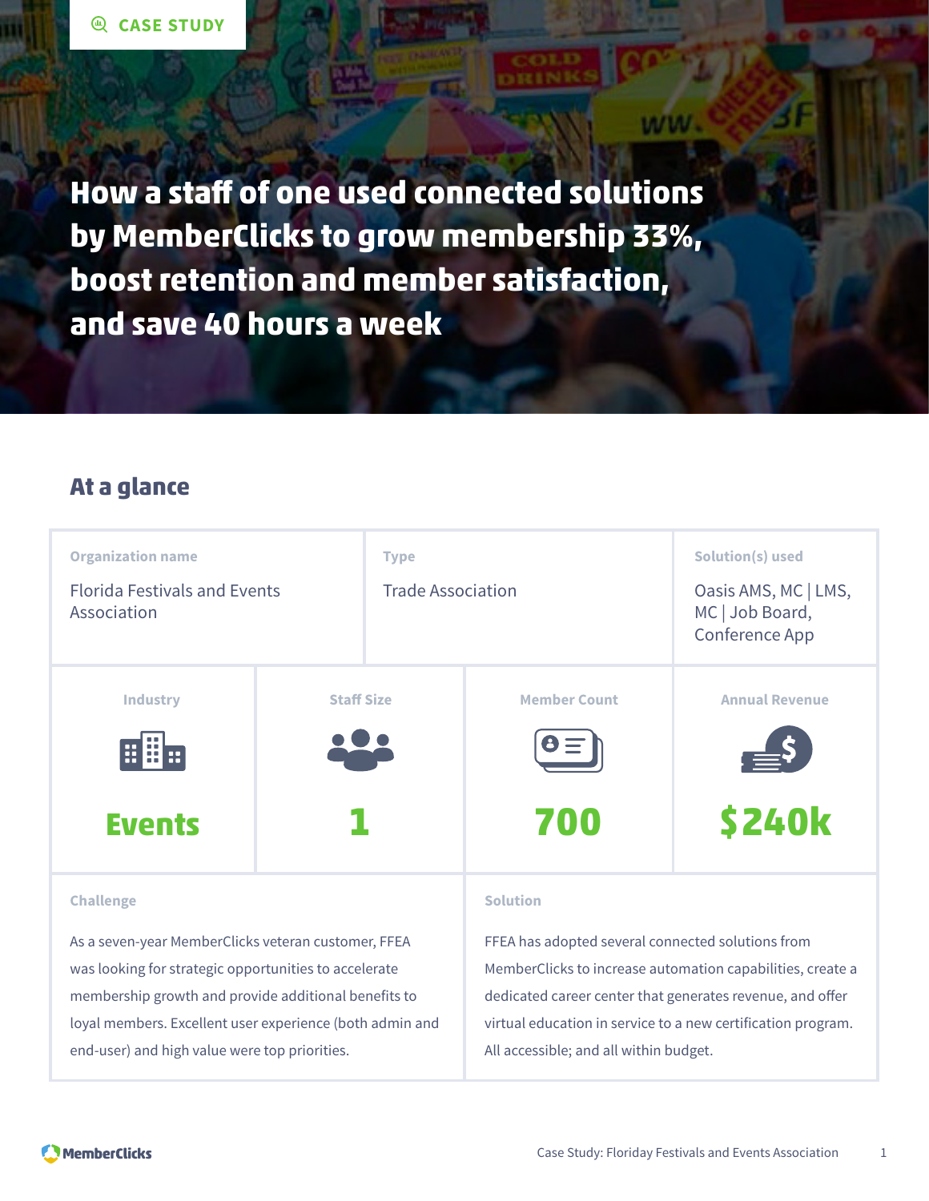CASE STUDY

# How a staff of one used connected solutions by MemberClicks to grow membership 33%, boost retention and member satisfaction, and save 40 hours a week

## At a glance

| Organization name | Type | Solution(s) used |
|---|---|---|
| Florida Festivals and Events Association | Trade Association | Oasis AMS, MC \| LMS, MC \| Job Board, Conference App |

| Industry | Staff Size | Member Count | Annual Revenue |
|---|---|---|---|
| **Events** | **1** | **700** | **$240k** |

### Challenge

As a seven-year MemberClicks veteran customer, FFEA was looking for strategic opportunities to accelerate membership growth and provide additional benefits to loyal members. Excellent user experience (both admin and end-user) and high value were top priorities.

### Solution

FFEA has adopted several connected solutions from MemberClicks to increase automation capabilities, create a dedicated career center that generates revenue, and offer virtual education in service to a new certification program. All accessible; and all within budget.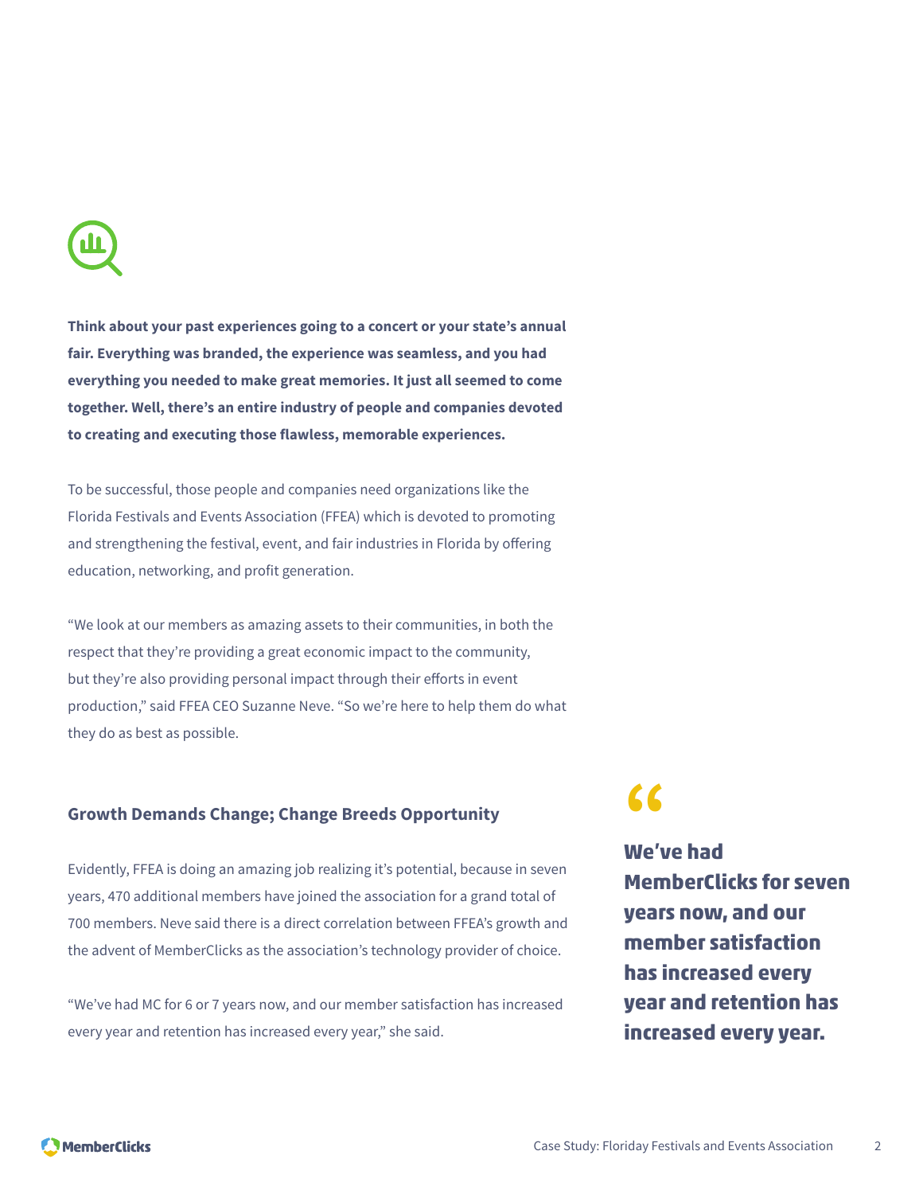**Think about your past experiences going to a concert or your state's annual fair. Everything was branded, the experience was seamless, and you had everything you needed to make great memories. It just all seemed to come together. Well, there's an entire industry of people and companies devoted to creating and executing those flawless, memorable experiences.**

To be successful, those people and companies need organizations like the Florida Festivals and Events Association (FFEA) which is devoted to promoting and strengthening the festival, event, and fair industries in Florida by offering education, networking, and profit generation.

"We look at our members as amazing assets to their communities, in both the respect that they're providing a great economic impact to the community, but they're also providing personal impact through their efforts in event production," said FFEA CEO Suzanne Neve. "So we're here to help them do what they do as best as possible.

## Growth Demands Change; Change Breeds Opportunity

Evidently, FFEA is doing an amazing job realizing it's potential, because in seven years, 470 additional members have joined the association for a grand total of 700 members. Neve said there is a direct correlation between FFEA's growth and the advent of MemberClicks as the association's technology provider of choice.

"We've had MC for 6 or 7 years now, and our member satisfaction has increased every year and retention has increased every year," she said.

> **"We've had MemberClicks for seven years now, and our member satisfaction has increased every year and retention has increased every year.**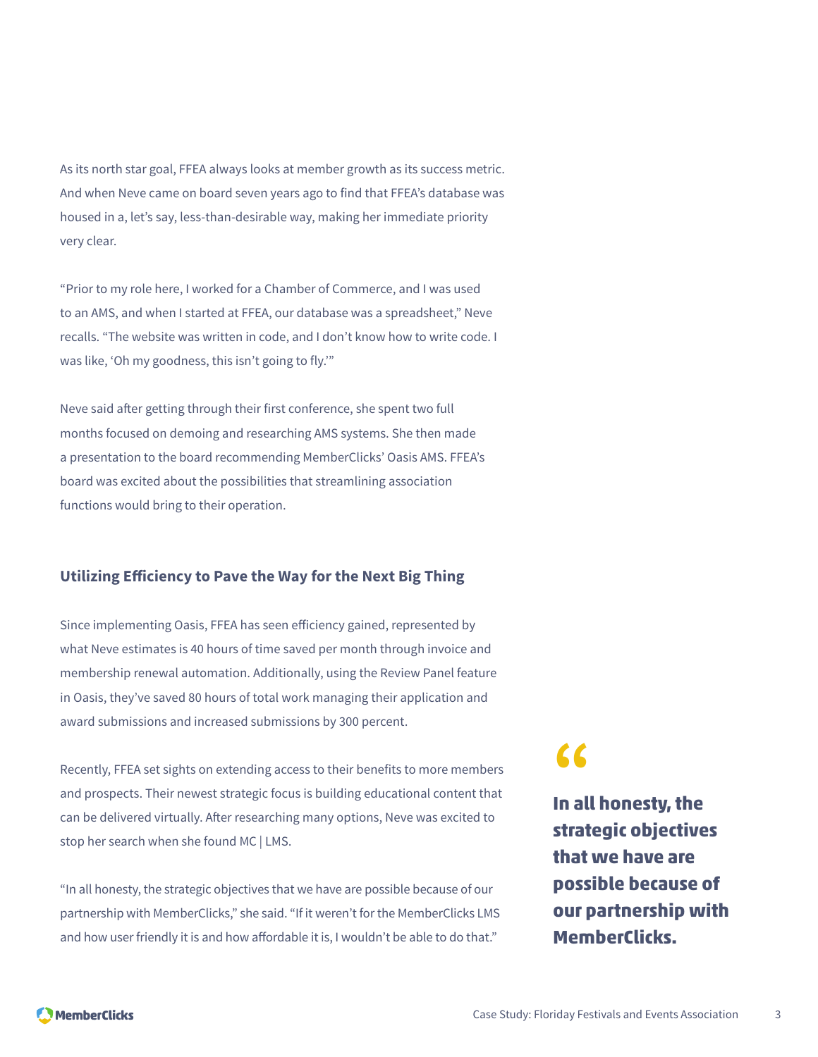As its north star goal, FFEA always looks at member growth as its success metric. And when Neve came on board seven years ago to find that FFEA's database was housed in a, let's say, less-than-desirable way, making her immediate priority very clear.

"Prior to my role here, I worked for a Chamber of Commerce, and I was used to an AMS, and when I started at FFEA, our database was a spreadsheet," Neve recalls. "The website was written in code, and I don't know how to write code. I was like, 'Oh my goodness, this isn't going to fly.'"

Neve said after getting through their first conference, she spent two full months focused on demoing and researching AMS systems. She then made a presentation to the board recommending MemberClicks' Oasis AMS. FFEA's board was excited about the possibilities that streamlining association functions would bring to their operation.

## Utilizing Efficiency to Pave the Way for the Next Big Thing

Since implementing Oasis, FFEA has seen efficiency gained, represented by what Neve estimates is 40 hours of time saved per month through invoice and membership renewal automation. Additionally, using the Review Panel feature in Oasis, they've saved 80 hours of total work managing their application and award submissions and increased submissions by 300 percent.

Recently, FFEA set sights on extending access to their benefits to more members and prospects. Their newest strategic focus is building educational content that can be delivered virtually. After researching many options, Neve was excited to stop her search when she found MC | LMS.

"In all honesty, the strategic objectives that we have are possible because of our partnership with MemberClicks," she said. "If it weren't for the MemberClicks LMS and how user friendly it is and how affordable it is, I wouldn't be able to do that."

> **"In all honesty, the strategic objectives that we have are possible because of our partnership with MemberClicks.**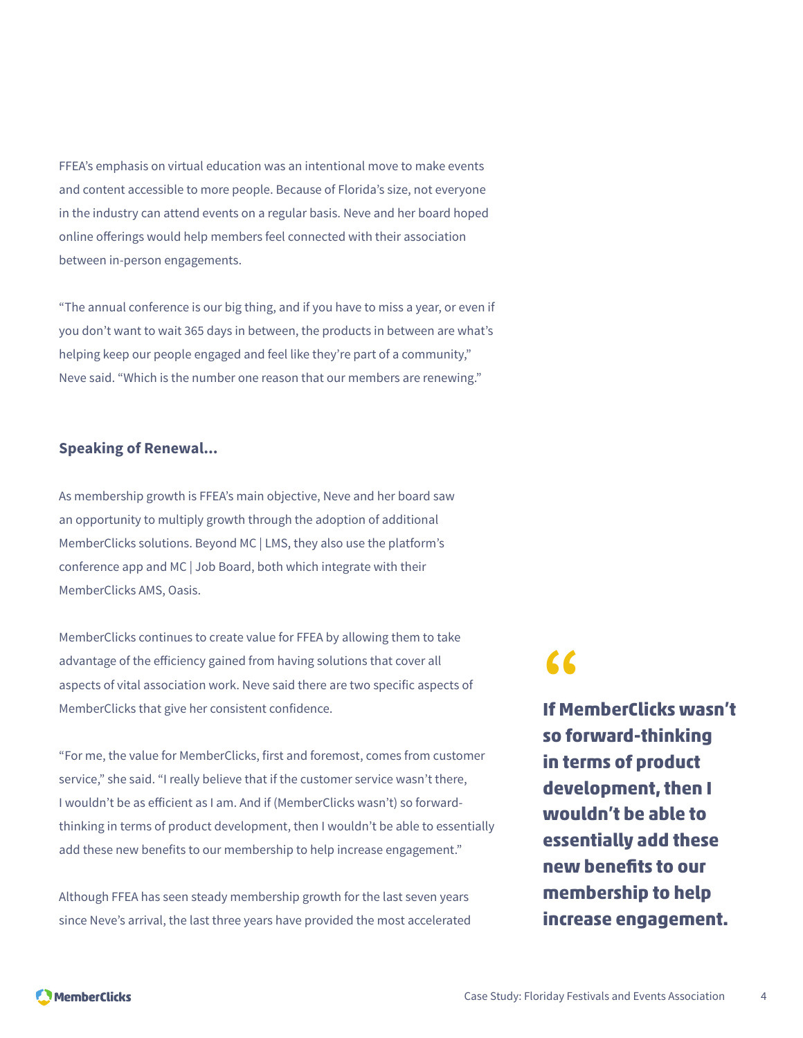FFEA's emphasis on virtual education was an intentional move to make events and content accessible to more people. Because of Florida's size, not everyone in the industry can attend events on a regular basis. Neve and her board hoped online offerings would help members feel connected with their association between in-person engagements.

"The annual conference is our big thing, and if you have to miss a year, or even if you don't want to wait 365 days in between, the products in between are what's helping keep our people engaged and feel like they're part of a community," Neve said. "Which is the number one reason that our members are renewing."

## Speaking of Renewal...

As membership growth is FFEA's main objective, Neve and her board saw an opportunity to multiply growth through the adoption of additional MemberClicks solutions. Beyond MC | LMS, they also use the platform's conference app and MC | Job Board, both which integrate with their MemberClicks AMS, Oasis.

MemberClicks continues to create value for FFEA by allowing them to take advantage of the efficiency gained from having solutions that cover all aspects of vital association work. Neve said there are two specific aspects of MemberClicks that give her consistent confidence.

> **If MemberClicks wasn't so forward-thinking in terms of product development, then I wouldn't be able to essentially add these new benefits to our membership to help increase engagement.**

"For me, the value for MemberClicks, first and foremost, comes from customer service," she said. "I really believe that if the customer service wasn't there, I wouldn't be as efficient as I am. And if (MemberClicks wasn't) so forward-thinking in terms of product development, then I wouldn't be able to essentially add these new benefits to our membership to help increase engagement."

Although FFEA has seen steady membership growth for the last seven years since Neve's arrival, the last three years have provided the most accelerated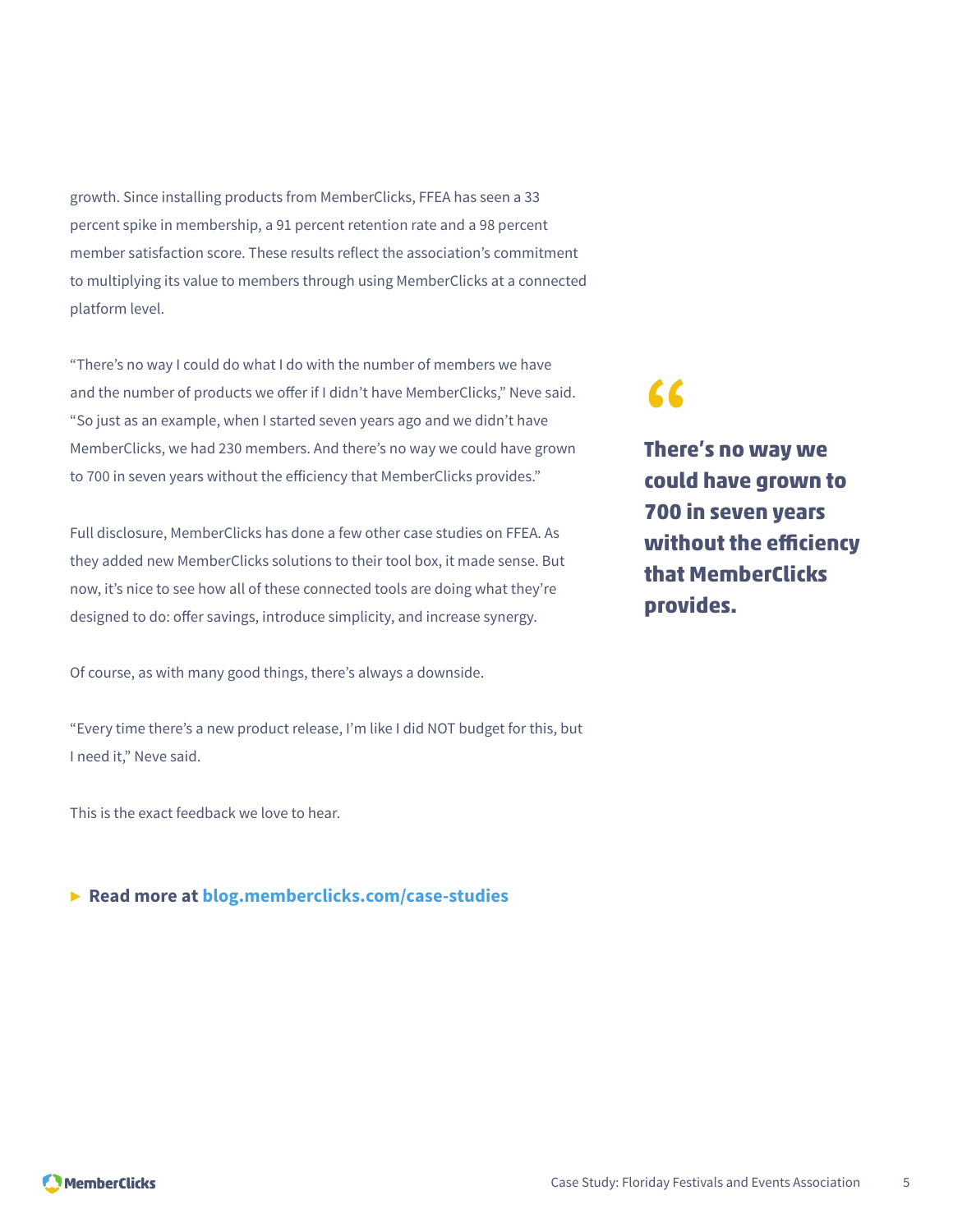growth. Since installing products from MemberClicks, FFEA has seen a 33 percent spike in membership, a 91 percent retention rate and a 98 percent member satisfaction score. These results reflect the association's commitment to multiplying its value to members through using MemberClicks at a connected platform level.

"There's no way I could do what I do with the number of members we have and the number of products we offer if I didn't have MemberClicks," Neve said. "So just as an example, when I started seven years ago and we didn't have MemberClicks, we had 230 members. And there's no way we could have grown to 700 in seven years without the efficiency that MemberClicks provides."

> **There's no way we could have grown to 700 in seven years without the efficiency that MemberClicks provides.**

Full disclosure, MemberClicks has done a few other case studies on FFEA. As they added new MemberClicks solutions to their tool box, it made sense. But now, it's nice to see how all of these connected tools are doing what they're designed to do: offer savings, introduce simplicity, and increase synergy.

Of course, as with many good things, there's always a downside.

"Every time there's a new product release, I'm like I did NOT budget for this, but I need it," Neve said.

This is the exact feedback we love to hear.

► **Read more at blog.memberclicks.com/case-studies**